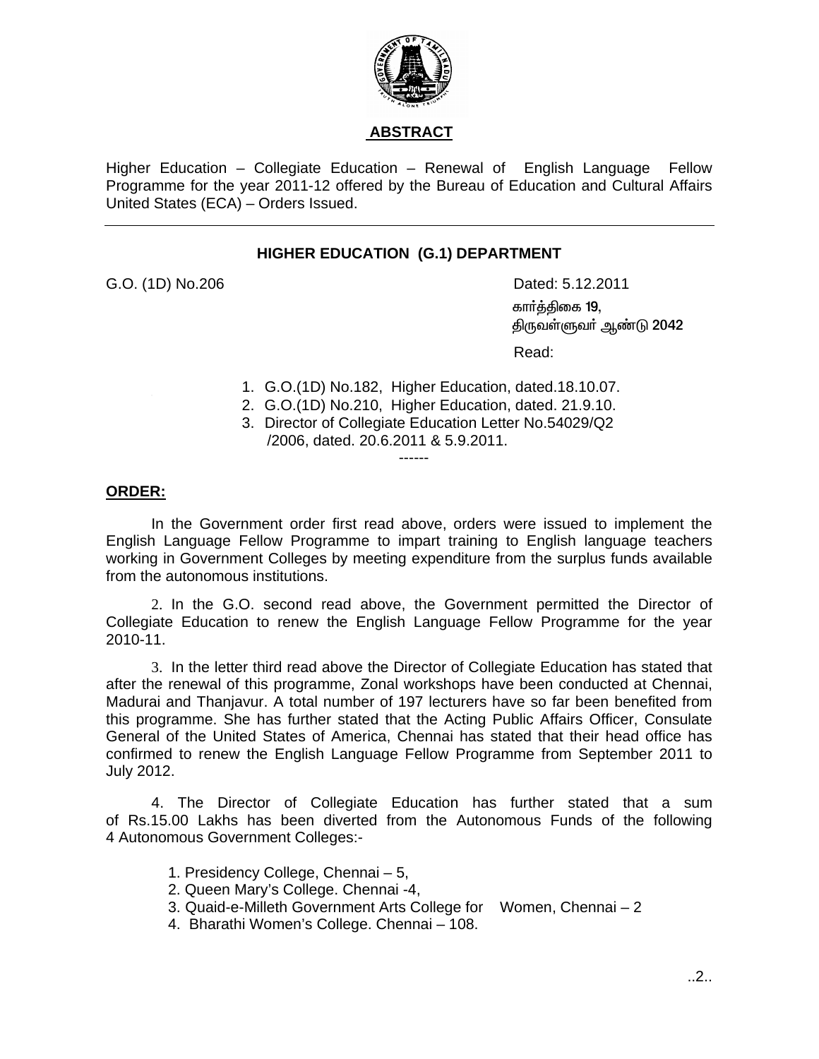## ABSTRACT

Higher Education – Collegiate Education – Renewal of English Language Fellow Programme for the year 2011-12 offered by the Bureau of Education and Cultural Affairs United States (ECA) – Orders Issued.

---

### HIGHER EDUCATION (G.1) DEPARTMENT

G.O. (1D) No.206 Dated: 5.12.2011

கார்த்திகை 19,
திருவள்ளுவர் ஆண்டு 2042

Read:

1. G.O.(1D) No.182, Higher Education, dated.18.10.07.
2. G.O.(1D) No.210, Higher Education, dated. 21.9.10.
3. Director of Collegiate Education Letter No.54029/Q2 /2006, dated. 20.6.2011 & 5.9.2011.

------

**ORDER:**

In the Government order first read above, orders were issued to implement the English Language Fellow Programme to impart training to English language teachers working in Government Colleges by meeting expenditure from the surplus funds available from the autonomous institutions.

2. In the G.O. second read above, the Government permitted the Director of Collegiate Education to renew the English Language Fellow Programme for the year 2010-11.

3. In the letter third read above the Director of Collegiate Education has stated that after the renewal of this programme, Zonal workshops have been conducted at Chennai, Madurai and Thanjavur. A total number of 197 lecturers have so far been benefited from this programme. She has further stated that the Acting Public Affairs Officer, Consulate General of the United States of America, Chennai has stated that their head office has confirmed to renew the English Language Fellow Programme from September 2011 to July 2012.

4. The Director of Collegiate Education has further stated that a sum of Rs.15.00 Lakhs has been diverted from the Autonomous Funds of the following 4 Autonomous Government Colleges:-

1. Presidency College, Chennai – 5,
2. Queen Mary's College. Chennai -4,
3. Quaid-e-Milleth Government Arts College for Women, Chennai – 2
4. Bharathi Women's College. Chennai – 108.

..2..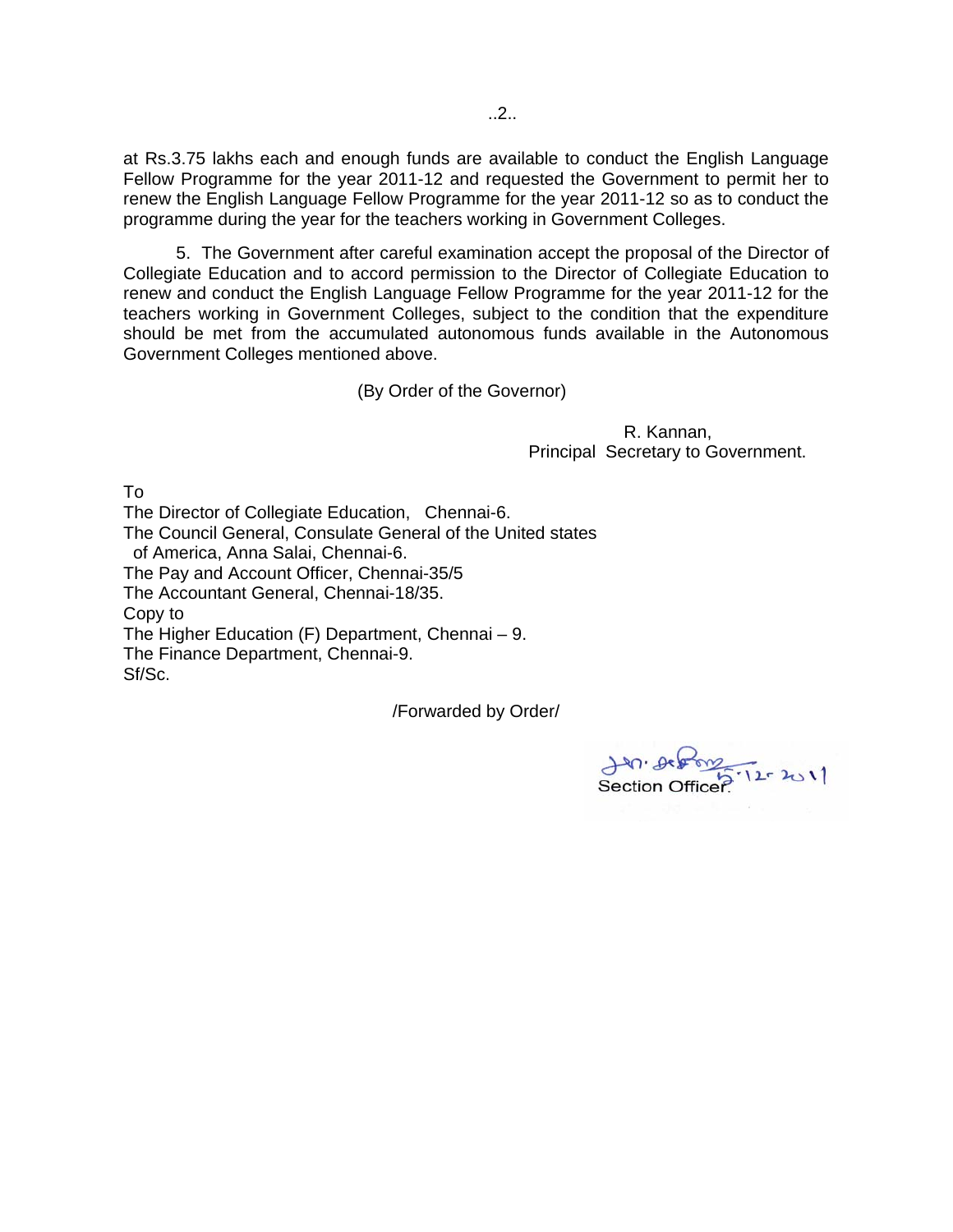at Rs.3.75 lakhs each and enough funds are available to conduct the English Language Fellow Programme for the year 2011-12 and requested the Government to permit her to renew the English Language Fellow Programme for the year 2011-12 so as to conduct the programme during the year for the teachers working in Government Colleges.

5. The Government after careful examination accept the proposal of the Director of Collegiate Education and to accord permission to the Director of Collegiate Education to renew and conduct the English Language Fellow Programme for the year 2011-12 for the teachers working in Government Colleges, subject to the condition that the expenditure should be met from the accumulated autonomous funds available in the Autonomous Government Colleges mentioned above.

(By Order of the Governor)

R. Kannan,
Principal Secretary to Government.

To
The Director of Collegiate Education, Chennai-6.
The Council General, Consulate General of the United states of America, Anna Salai, Chennai-6.
The Pay and Account Officer, Chennai-35/5
The Accountant General, Chennai-18/35.
Copy to
The Higher Education (F) Department, Chennai – 9.
The Finance Department, Chennai-9.
Sf/Sc.

/Forwarded by Order/

5.12.2011
Section Officer.